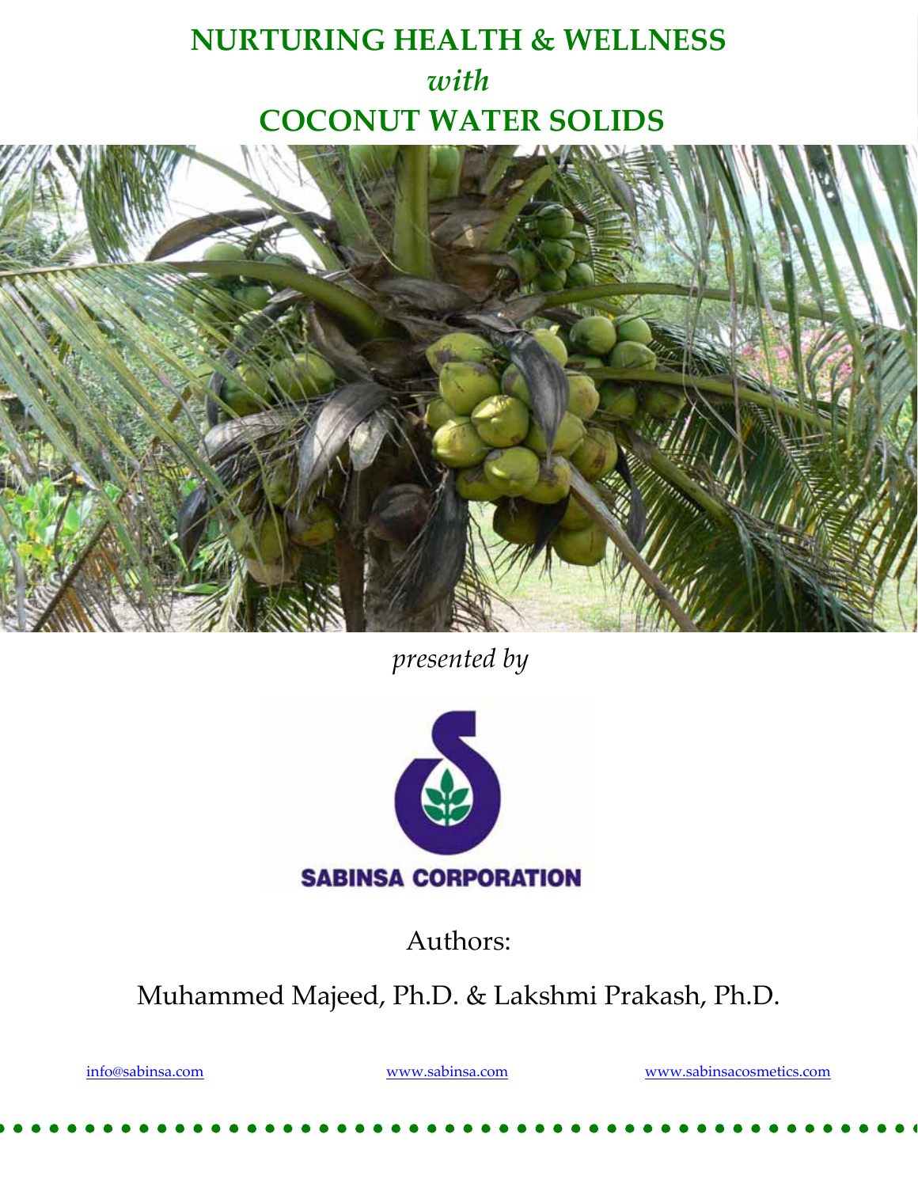# NURTURING HEALTH & WELLNESS

*with*

# COCONUT WATER SOLIDS

*presented by*

SABINSA CORPORATION

Authors:

Muhammed Majeed, Ph.D. & Lakshmi Prakash, Ph.D.

info@sabinsa.com www.sabinsa.com www.sabinsacosmetics.com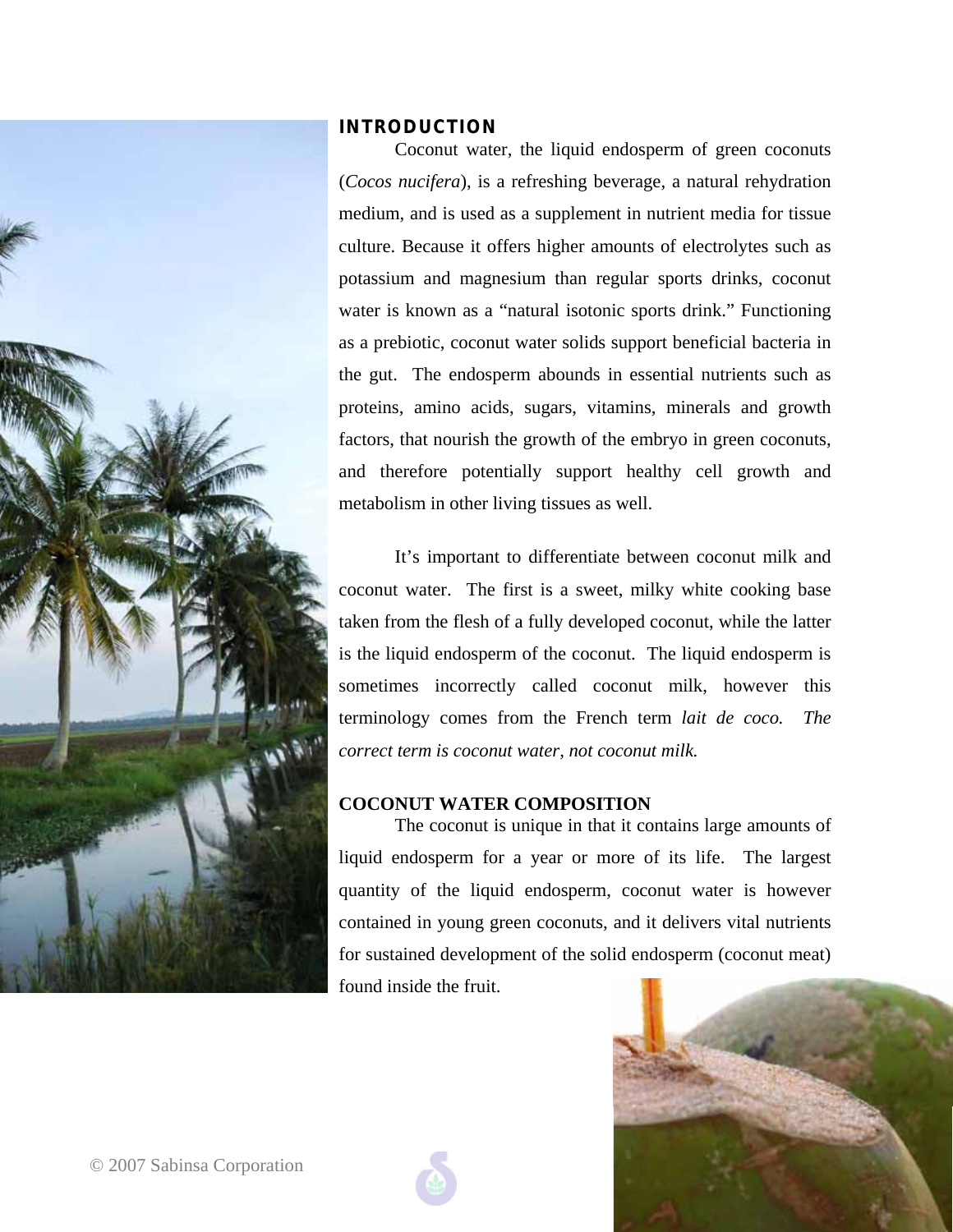## INTRODUCTION

Coconut water, the liquid endosperm of green coconuts (*Cocos nucifera*), is a refreshing beverage, a natural rehydration medium, and is used as a supplement in nutrient media for tissue culture. Because it offers higher amounts of electrolytes such as potassium and magnesium than regular sports drinks, coconut water is known as a "natural isotonic sports drink." Functioning as a prebiotic, coconut water solids support beneficial bacteria in the gut. The endosperm abounds in essential nutrients such as proteins, amino acids, sugars, vitamins, minerals and growth factors, that nourish the growth of the embryo in green coconuts, and therefore potentially support healthy cell growth and metabolism in other living tissues as well.

It's important to differentiate between coconut milk and coconut water. The first is a sweet, milky white cooking base taken from the flesh of a fully developed coconut, while the latter is the liquid endosperm of the coconut. The liquid endosperm is sometimes incorrectly called coconut milk, however this terminology comes from the French term *lait de coco*. *The correct term is coconut water, not coconut milk.*

## COCONUT WATER COMPOSITION

The coconut is unique in that it contains large amounts of liquid endosperm for a year or more of its life. The largest quantity of the liquid endosperm, coconut water is however contained in young green coconuts, and it delivers vital nutrients for sustained development of the solid endosperm (coconut meat) found inside the fruit.

© 2007 Sabinsa Corporation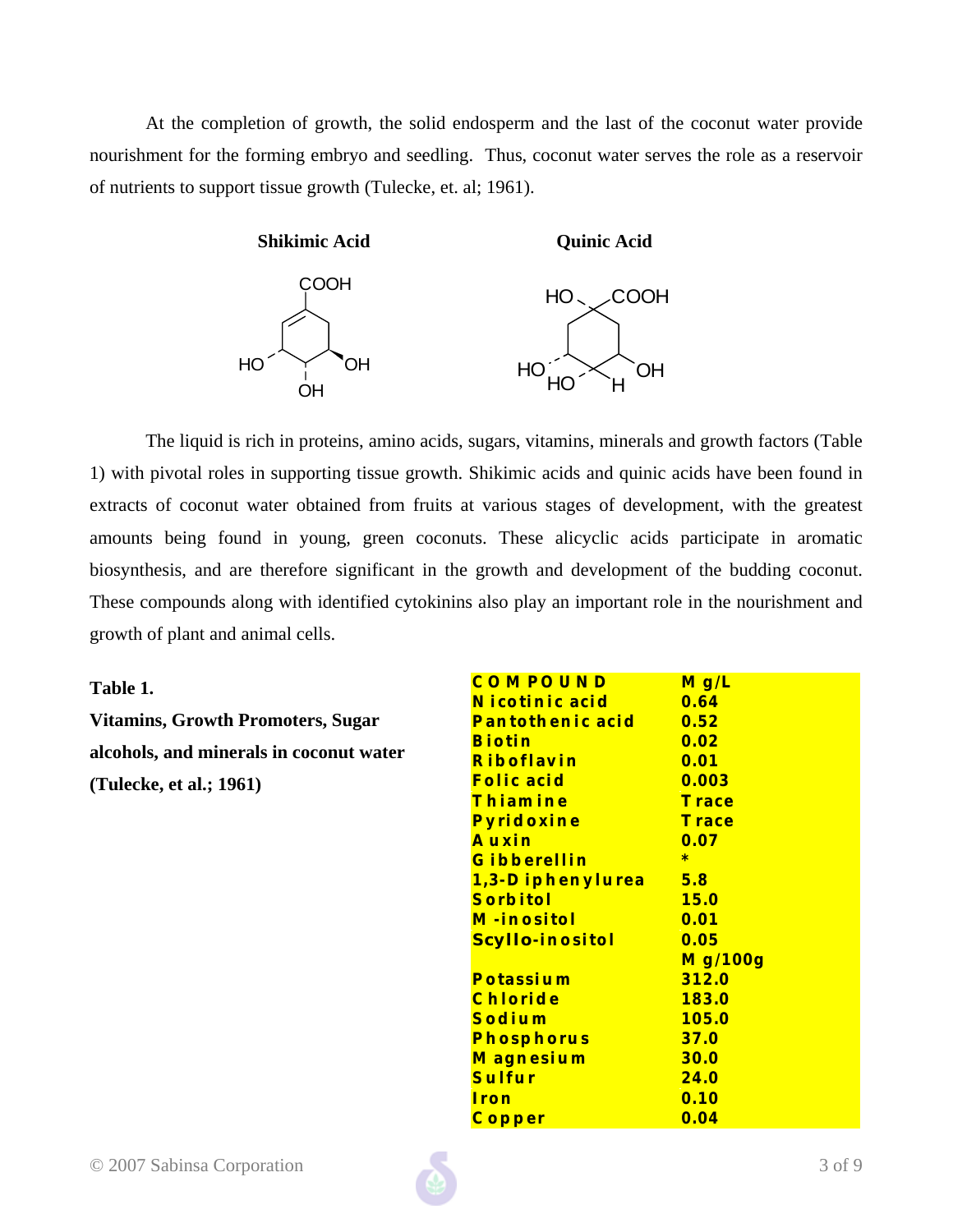At the completion of growth, the solid endosperm and the last of the coconut water provide nourishment for the forming embryo and seedling. Thus, coconut water serves the role as a reservoir of nutrients to support tissue growth (Tulecke, et. al; 1961).

**Shikimic Acid** **Quinic Acid**

The liquid is rich in proteins, amino acids, sugars, vitamins, minerals and growth factors (Table 1) with pivotal roles in supporting tissue growth. Shikimic acids and quinic acids have been found in extracts of coconut water obtained from fruits at various stages of development, with the greatest amounts being found in young, green coconuts. These alicyclic acids participate in aromatic biosynthesis, and are therefore significant in the growth and development of the budding coconut. These compounds along with identified cytokinins also play an important role in the nourishment and growth of plant and animal cells.

**Table 1.**
**Vitamins, Growth Promoters, Sugar alcohols, and minerals in coconut water (Tulecke, et al.; 1961)**

| COMPOUND | Mg/L |
|---|---|
| Nicotinic acid | 0.64 |
| Pantothenic acid | 0.52 |
| Biotin | 0.02 |
| Riboflavin | 0.01 |
| Folic acid | 0.003 |
| Thiamine | Trace |
| Pyridoxine | Trace |
| Auxin | 0.07 |
| Gibberellin | * |
| 1,3-Diphenylurea | 5.8 |
| Sorbitol | 15.0 |
| M-inositol | 0.01 |
| Scyllo-inositol | 0.05 |
| | Mg/100g |
| Potassium | 312.0 |
| Chloride | 183.0 |
| Sodium | 105.0 |
| Phosphorus | 37.0 |
| Magnesium | 30.0 |
| Sulfur | 24.0 |
| Iron | 0.10 |
| Copper | 0.04 |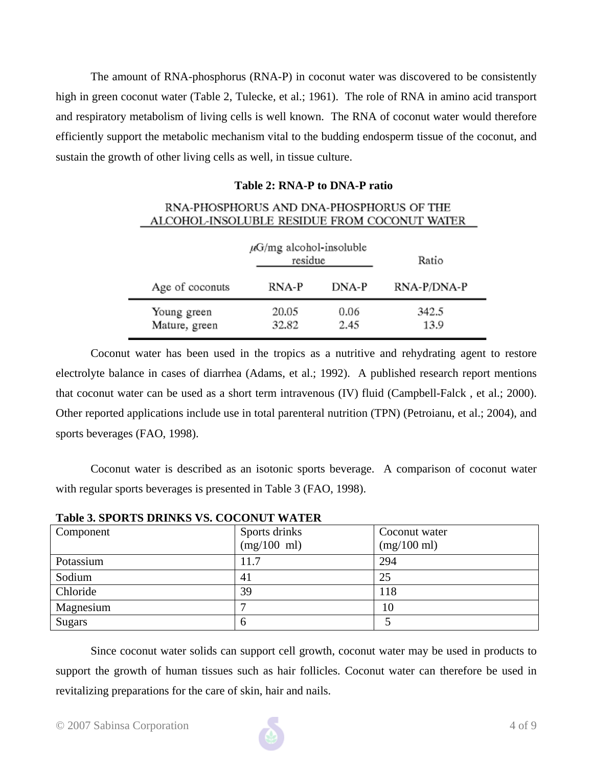The amount of RNA-phosphorus (RNA-P) in coconut water was discovered to be consistently high in green coconut water (Table 2, Tulecke, et al.; 1961). The role of RNA in amino acid transport and respiratory metabolism of living cells is well known. The RNA of coconut water would therefore efficiently support the metabolic mechanism vital to the budding endosperm tissue of the coconut, and sustain the growth of other living cells as well, in tissue culture.

**Table 2: RNA-P to DNA-P ratio**

RNA-PHOSPHORUS AND DNA-PHOSPHORUS OF THE ALCOHOL-INSOLUBLE RESIDUE FROM COCONUT WATER

| | $\mu$G/mg alcohol-insoluble residue | | Ratio |
|---|---|---|---|
| Age of coconuts | RNA-P | DNA-P | RNA-P/DNA-P |
| Young green | 20.05 | 0.06 | 342.5 |
| Mature, green | 32.82 | 2.45 | 13.9 |

Coconut water has been used in the tropics as a nutritive and rehydrating agent to restore electrolyte balance in cases of diarrhea (Adams, et al.; 1992). A published research report mentions that coconut water can be used as a short term intravenous (IV) fluid (Campbell-Falck , et al.; 2000). Other reported applications include use in total parenteral nutrition (TPN) (Petroianu, et al.; 2004), and sports beverages (FAO, 1998).

Coconut water is described as an isotonic sports beverage. A comparison of coconut water with regular sports beverages is presented in Table 3 (FAO, 1998).

**Table 3. SPORTS DRINKS VS. COCONUT WATER**

| Component | Sports drinks (mg/100 ml) | Coconut water (mg/100 ml) |
|---|---|---|
| Potassium | 11.7 | 294 |
| Sodium | 41 | 25 |
| Chloride | 39 | 118 |
| Magnesium | 7 | 10 |
| Sugars | 6 | 5 |

Since coconut water solids can support cell growth, coconut water may be used in products to support the growth of human tissues such as hair follicles. Coconut water can therefore be used in revitalizing preparations for the care of skin, hair and nails.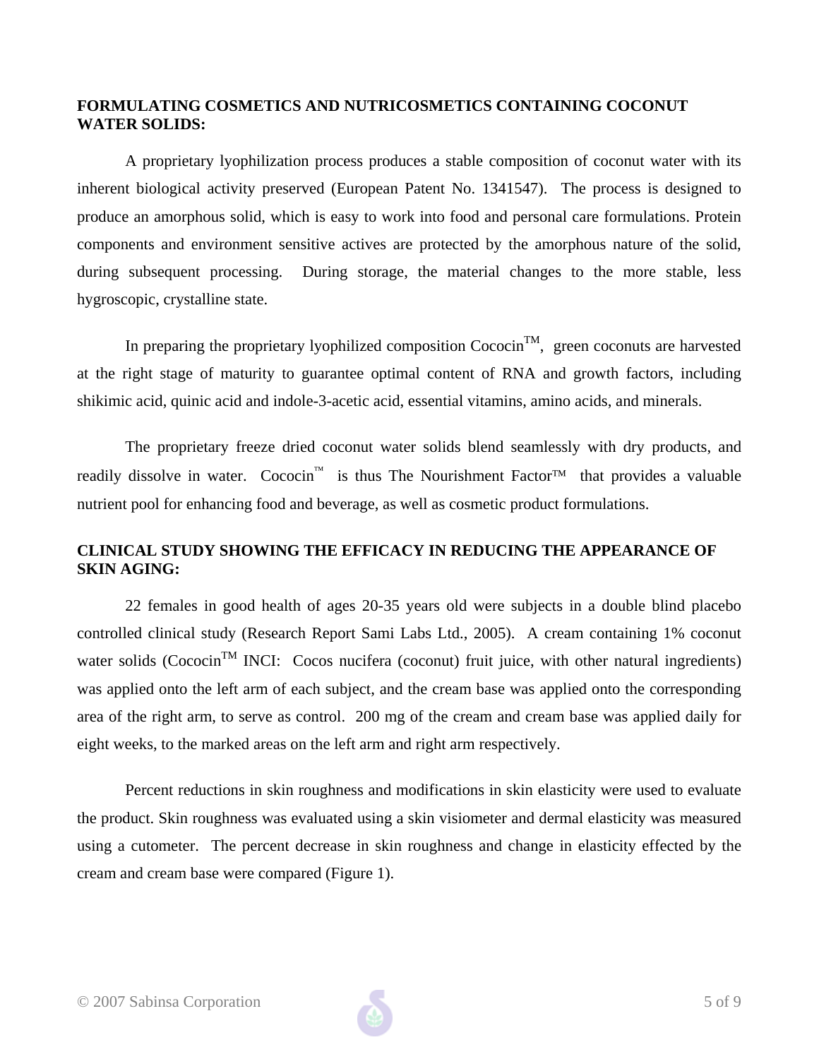## FORMULATING COSMETICS AND NUTRICOSMETICS CONTAINING COCONUT WATER SOLIDS:

A proprietary lyophilization process produces a stable composition of coconut water with its inherent biological activity preserved (European Patent No. 1341547). The process is designed to produce an amorphous solid, which is easy to work into food and personal care formulations. Protein components and environment sensitive actives are protected by the amorphous nature of the solid, during subsequent processing. During storage, the material changes to the more stable, less hygroscopic, crystalline state.

In preparing the proprietary lyophilized composition Cococin™, green coconuts are harvested at the right stage of maturity to guarantee optimal content of RNA and growth factors, including shikimic acid, quinic acid and indole-3-acetic acid, essential vitamins, amino acids, and minerals.

The proprietary freeze dried coconut water solids blend seamlessly with dry products, and readily dissolve in water. Cococin™ is thus The Nourishment Factor™ that provides a valuable nutrient pool for enhancing food and beverage, as well as cosmetic product formulations.

## CLINICAL STUDY SHOWING THE EFFICACY IN REDUCING THE APPEARANCE OF SKIN AGING:

22 females in good health of ages 20-35 years old were subjects in a double blind placebo controlled clinical study (Research Report Sami Labs Ltd., 2005). A cream containing 1% coconut water solids (Cococin™ INCI: Cocos nucifera (coconut) fruit juice, with other natural ingredients) was applied onto the left arm of each subject, and the cream base was applied onto the corresponding area of the right arm, to serve as control. 200 mg of the cream and cream base was applied daily for eight weeks, to the marked areas on the left arm and right arm respectively.

Percent reductions in skin roughness and modifications in skin elasticity were used to evaluate the product. Skin roughness was evaluated using a skin visiometer and dermal elasticity was measured using a cutometer. The percent decrease in skin roughness and change in elasticity effected by the cream and cream base were compared (Figure 1).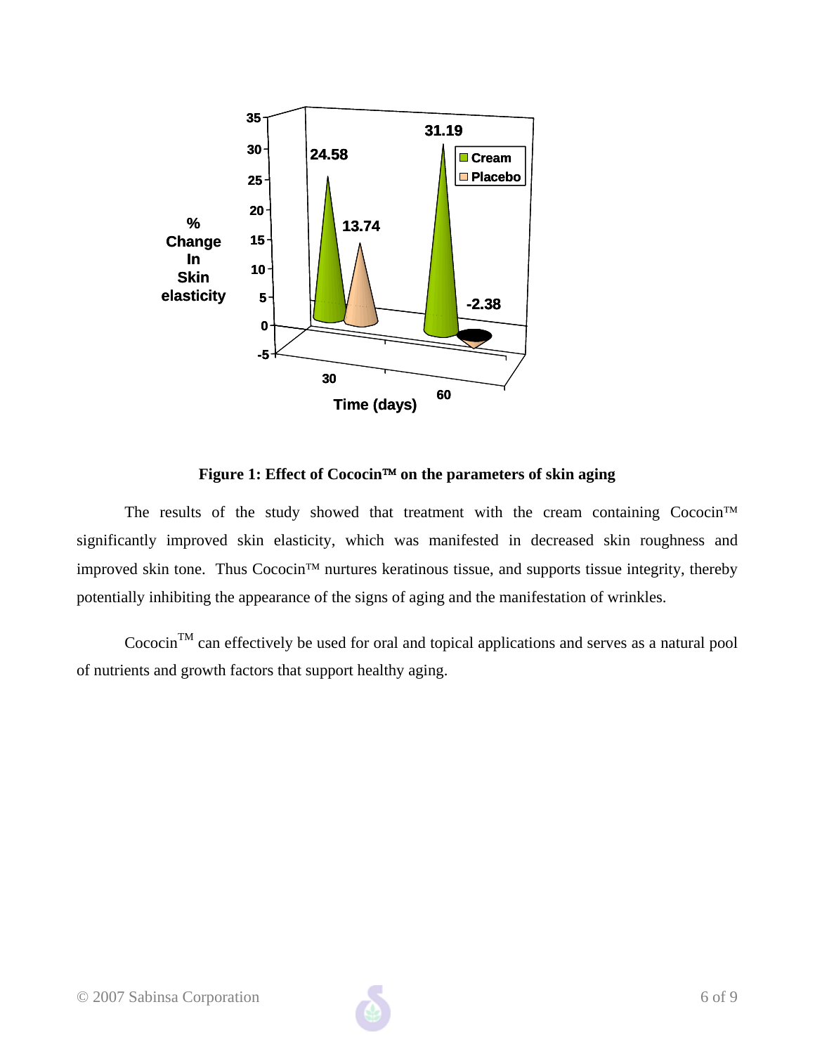**Figure 1: Effect of Cococin™ on the parameters of skin aging**

The results of the study showed that treatment with the cream containing Cococin™ significantly improved skin elasticity, which was manifested in decreased skin roughness and improved skin tone. Thus Cococin™ nurtures keratinous tissue, and supports tissue integrity, thereby potentially inhibiting the appearance of the signs of aging and the manifestation of wrinkles.

Cococin™ can effectively be used for oral and topical applications and serves as a natural pool of nutrients and growth factors that support healthy aging.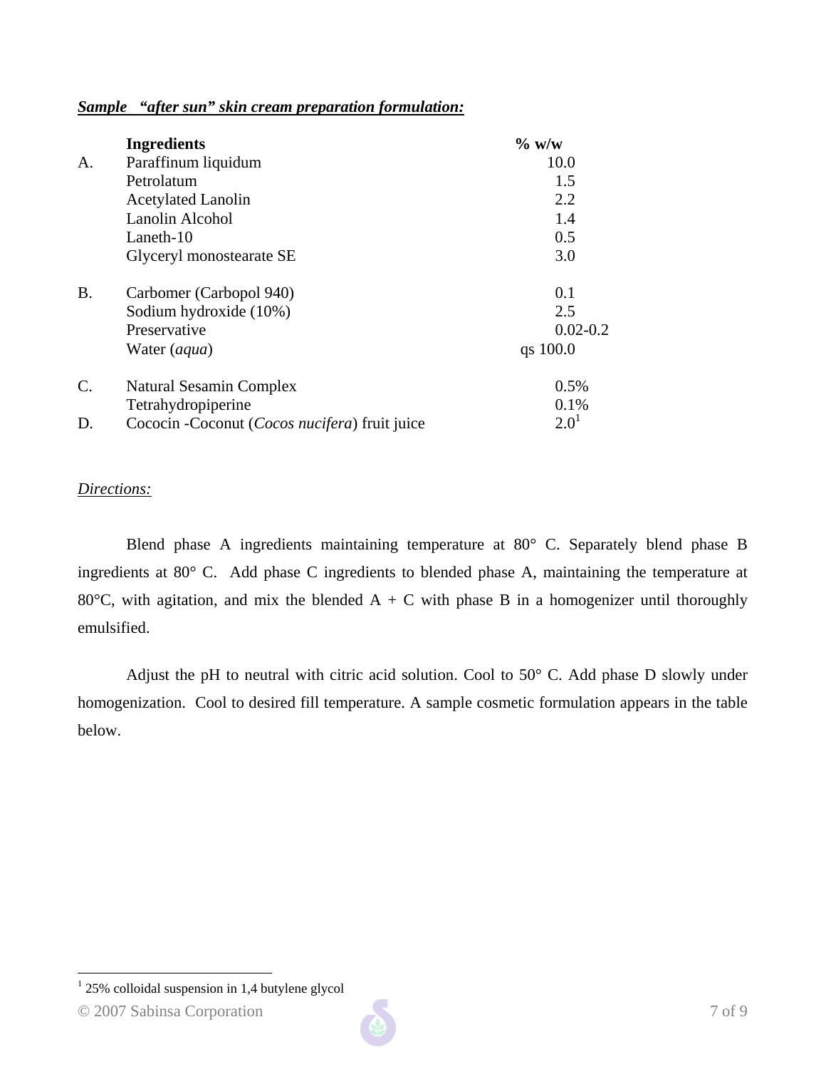***Sample "after sun" skin cream preparation formulation:***

| | Ingredients | % w/w |
|---|---|---|
| A. | Paraffinum liquidum | 10.0 |
| | Petrolatum | 1.5 |
| | Acetylated Lanolin | 2.2 |
| | Lanolin Alcohol | 1.4 |
| | Laneth-10 | 0.5 |
| | Glyceryl monostearate SE | 3.0 |
| B. | Carbomer (Carbopol 940) | 0.1 |
| | Sodium hydroxide (10%) | 2.5 |
| | Preservative | 0.02-0.2 |
| | Water (*aqua*) | qs 100.0 |
| C. | Natural Sesamin Complex | 0.5% |
| | Tetrahydropiperine | 0.1% |
| D. | Cococin -Coconut (*Cocos nucifera*) fruit juice | 2.0[1] |

*Directions:*

Blend phase A ingredients maintaining temperature at 80° C. Separately blend phase B ingredients at 80° C. Add phase C ingredients to blended phase A, maintaining the temperature at 80°C, with agitation, and mix the blended A + C with phase B in a homogenizer until thoroughly emulsified.

Adjust the pH to neutral with citric acid solution. Cool to 50° C. Add phase D slowly under homogenization. Cool to desired fill temperature. A sample cosmetic formulation appears in the table below.

[1] 25% colloidal suspension in 1,4 butylene glycol

© 2007 Sabinsa Corporation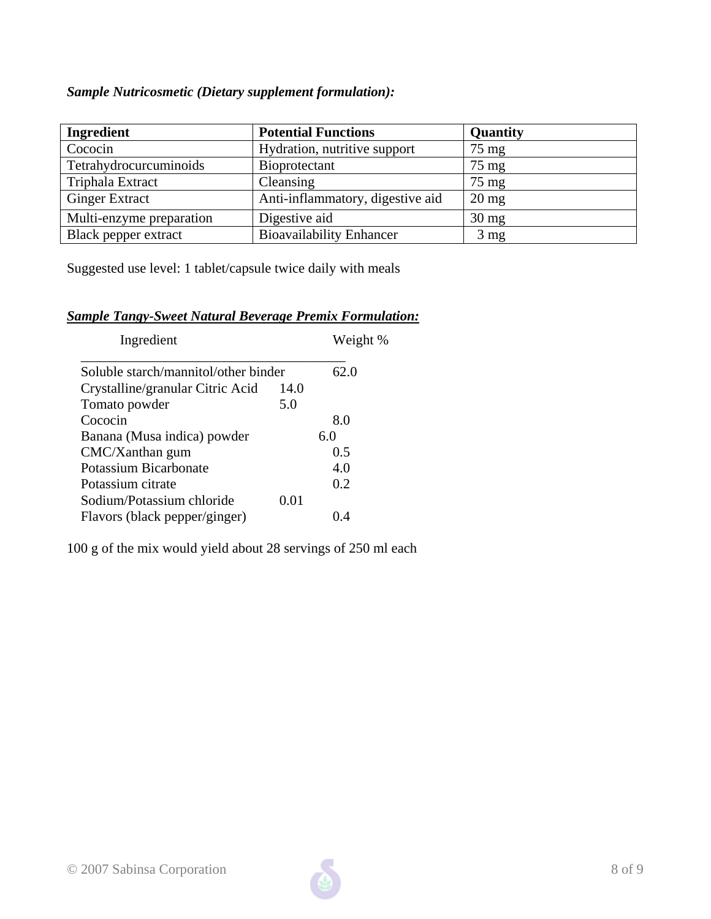***Sample Nutricosmetic (Dietary supplement formulation):***

| Ingredient | Potential Functions | Quantity |
|---|---|---|
| Cococin | Hydration, nutritive support | 75 mg |
| Tetrahydrocurcuminoids | Bioprotectant | 75 mg |
| Triphala Extract | Cleansing | 75 mg |
| Ginger Extract | Anti-inflammatory, digestive aid | 20 mg |
| Multi-enzyme preparation | Digestive aid | 30 mg |
| Black pepper extract | Bioavailability Enhancer | 3 mg |

Suggested use level: 1 tablet/capsule twice daily with meals

***<u>Sample Tangy-Sweet Natural Beverage Premix Formulation:</u>***

| Ingredient | Weight % |
|---|---|
| Soluble starch/mannitol/other binder | 62.0 |
| Crystalline/granular Citric Acid | 14.0 |
| Tomato powder | 5.0 |
| Cococin | 8.0 |
| Banana (Musa indica) powder | 6.0 |
| CMC/Xanthan gum | 0.5 |
| Potassium Bicarbonate | 4.0 |
| Potassium citrate | 0.2 |
| Sodium/Potassium chloride | 0.01 |
| Flavors (black pepper/ginger) | 0.4 |

100 g of the mix would yield about 28 servings of 250 ml each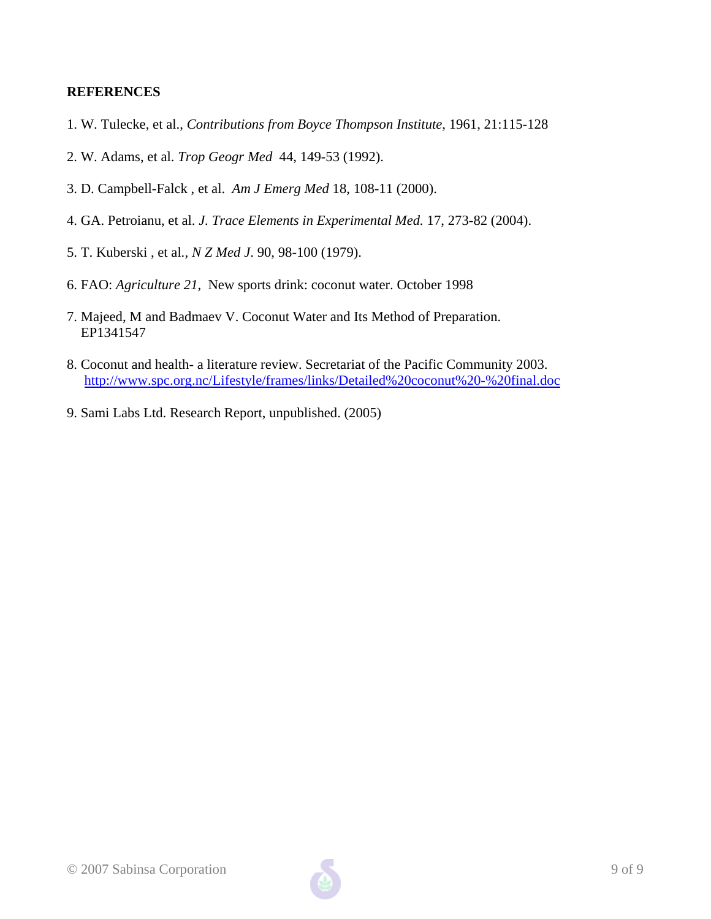**REFERENCES**

1. W. Tulecke, et al., *Contributions from Boyce Thompson Institute*, 1961, 21:115-128
2. W. Adams, et al. *Trop Geogr Med* 44, 149-53 (1992).
3. D. Campbell-Falck , et al. *Am J Emerg Med* 18, 108-11 (2000).
4. GA. Petroianu, et al. *J. Trace Elements in Experimental Med.* 17, 273-82 (2004).
5. T. Kuberski , et al., *N Z Med J.* 90, 98-100 (1979).
6. FAO: *Agriculture 21*, New sports drink: coconut water. October 1998
7. Majeed, M and Badmaev V. Coconut Water and Its Method of Preparation. EP1341547
8. Coconut and health- a literature review. Secretariat of the Pacific Community 2003. http://www.spc.org.nc/Lifestyle/frames/links/Detailed%20coconut%20-%20final.doc
9. Sami Labs Ltd. Research Report, unpublished. (2005)